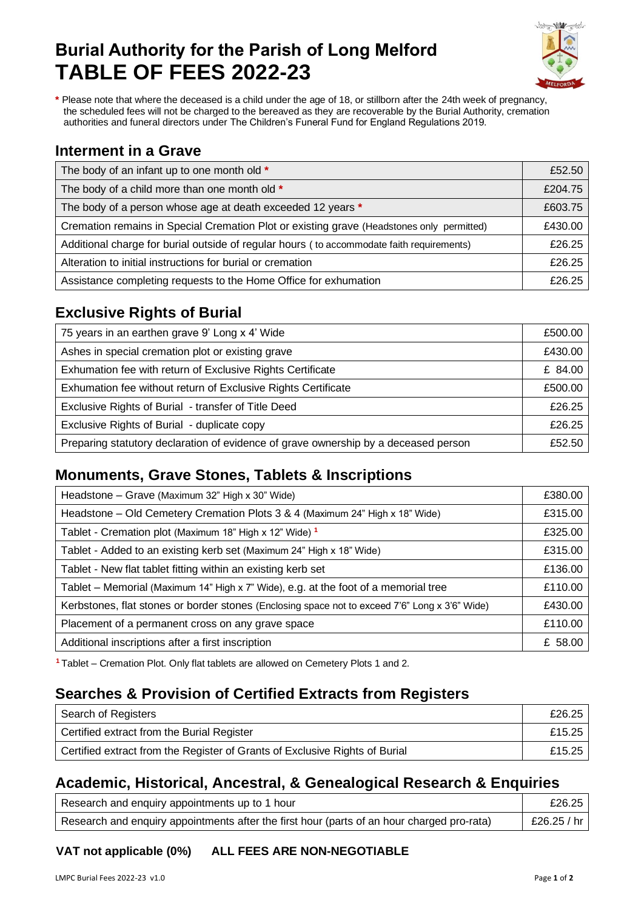# Burial Authority for the Parish of Long Melford
# TABLE OF FEES 2022-23

* Please note that where the deceased is a child under the age of 18, or stillborn after the 24th week of pregnancy, the scheduled fees will not be charged to the bereaved as they are recoverable by the Burial Authority, cremation authorities and funeral directors under The Children's Funeral Fund for England Regulations 2019.

## Interment in a Grave

| | |
|---|---|
| The body of an infant up to one month old * | £52.50 |
| The body of a child more than one month old * | £204.75 |
| The body of a person whose age at death exceeded 12 years * | £603.75 |
| Cremation remains in Special Cremation Plot or existing grave (Headstones only permitted) | £430.00 |
| Additional charge for burial outside of regular hours ( to accommodate faith requirements) | £26.25 |
| Alteration to initial instructions for burial or cremation | £26.25 |
| Assistance completing requests to the Home Office for exhumation | £26.25 |

## Exclusive Rights of Burial

| | |
|---|---|
| 75 years in an earthen grave 9' Long x 4' Wide | £500.00 |
| Ashes in special cremation plot or existing grave | £430.00 |
| Exhumation fee with return of Exclusive Rights Certificate | £ 84.00 |
| Exhumation fee without return of Exclusive Rights Certificate | £500.00 |
| Exclusive Rights of Burial - transfer of Title Deed | £26.25 |
| Exclusive Rights of Burial - duplicate copy | £26.25 |
| Preparing statutory declaration of evidence of grave ownership by a deceased person | £52.50 |

## Monuments, Grave Stones, Tablets & Inscriptions

| | |
|---|---|
| Headstone – Grave (Maximum 32" High x 30" Wide) | £380.00 |
| Headstone – Old Cemetery Cremation Plots 3 & 4 (Maximum 24" High x 18" Wide) | £315.00 |
| Tablet - Cremation plot (Maximum 18" High x 12" Wide) [1] | £325.00 |
| Tablet - Added to an existing kerb set (Maximum 24" High x 18" Wide) | £315.00 |
| Tablet - New flat tablet fitting within an existing kerb set | £136.00 |
| Tablet – Memorial (Maximum 14" High x 7" Wide), e.g. at the foot of a memorial tree | £110.00 |
| Kerbstones, flat stones or border stones (Enclosing space not to exceed 7'6" Long x 3'6" Wide) | £430.00 |
| Placement of a permanent cross on any grave space | £110.00 |
| Additional inscriptions after a first inscription | £ 58.00 |

[1] Tablet – Cremation Plot. Only flat tablets are allowed on Cemetery Plots 1 and 2.

## Searches & Provision of Certified Extracts from Registers

| | |
|---|---|
| Search of Registers | £26.25 |
| Certified extract from the Burial Register | £15.25 |
| Certified extract from the Register of Grants of Exclusive Rights of Burial | £15.25 |

## Academic, Historical, Ancestral, & Genealogical Research & Enquiries

| | |
|---|---|
| Research and enquiry appointments up to 1 hour | £26.25 |
| Research and enquiry appointments after the first hour (parts of an hour charged pro-rata) | £26.25 / hr |

**VAT not applicable (0%)** **ALL FEES ARE NON-NEGOTIABLE**

LMPC Burial Fees 2022-23 v1.0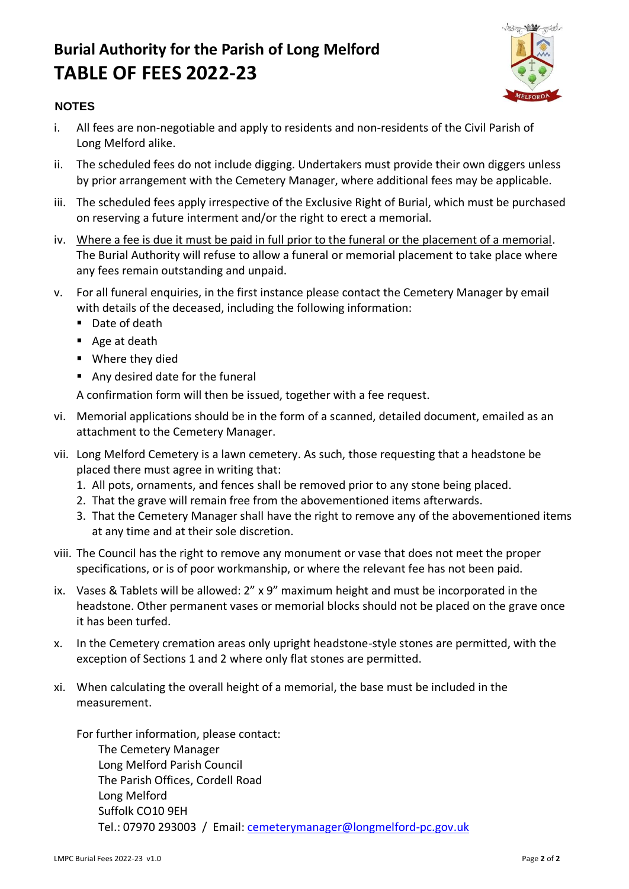# Burial Authority for the Parish of Long Melford
# TABLE OF FEES 2022-23

**NOTES**

i. All fees are non-negotiable and apply to residents and non-residents of the Civil Parish of Long Melford alike.

ii. The scheduled fees do not include digging. Undertakers must provide their own diggers unless by prior arrangement with the Cemetery Manager, where additional fees may be applicable.

iii. The scheduled fees apply irrespective of the Exclusive Right of Burial, which must be purchased on reserving a future interment and/or the right to erect a memorial.

iv. <u>Where a fee is due it must be paid in full prior to the funeral or the placement of a memorial</u>. The Burial Authority will refuse to allow a funeral or memorial placement to take place where any fees remain outstanding and unpaid.

v. For all funeral enquiries, in the first instance please contact the Cemetery Manager by email with details of the deceased, including the following information:
   - Date of death
   - Age at death
   - Where they died
   - Any desired date for the funeral

   A confirmation form will then be issued, together with a fee request.

vi. Memorial applications should be in the form of a scanned, detailed document, emailed as an attachment to the Cemetery Manager.

vii. Long Melford Cemetery is a lawn cemetery. As such, those requesting that a headstone be placed there must agree in writing that:
   1. All pots, ornaments, and fences shall be removed prior to any stone being placed.
   2. That the grave will remain free from the abovementioned items afterwards.
   3. That the Cemetery Manager shall have the right to remove any of the abovementioned items at any time and at their sole discretion.

viii. The Council has the right to remove any monument or vase that does not meet the proper specifications, or is of poor workmanship, or where the relevant fee has not been paid.

ix. Vases & Tablets will be allowed: 2" x 9" maximum height and must be incorporated in the headstone. Other permanent vases or memorial blocks should not be placed on the grave once it has been turfed.

x. In the Cemetery cremation areas only upright headstone-style stones are permitted, with the exception of Sections 1 and 2 where only flat stones are permitted.

xi. When calculating the overall height of a memorial, the base must be included in the measurement.

For further information, please contact:
The Cemetery Manager
Long Melford Parish Council
The Parish Offices, Cordell Road
Long Melford
Suffolk CO10 9EH
Tel.: 07970 293003 / Email: cemeterymanager@longmelford-pc.gov.uk